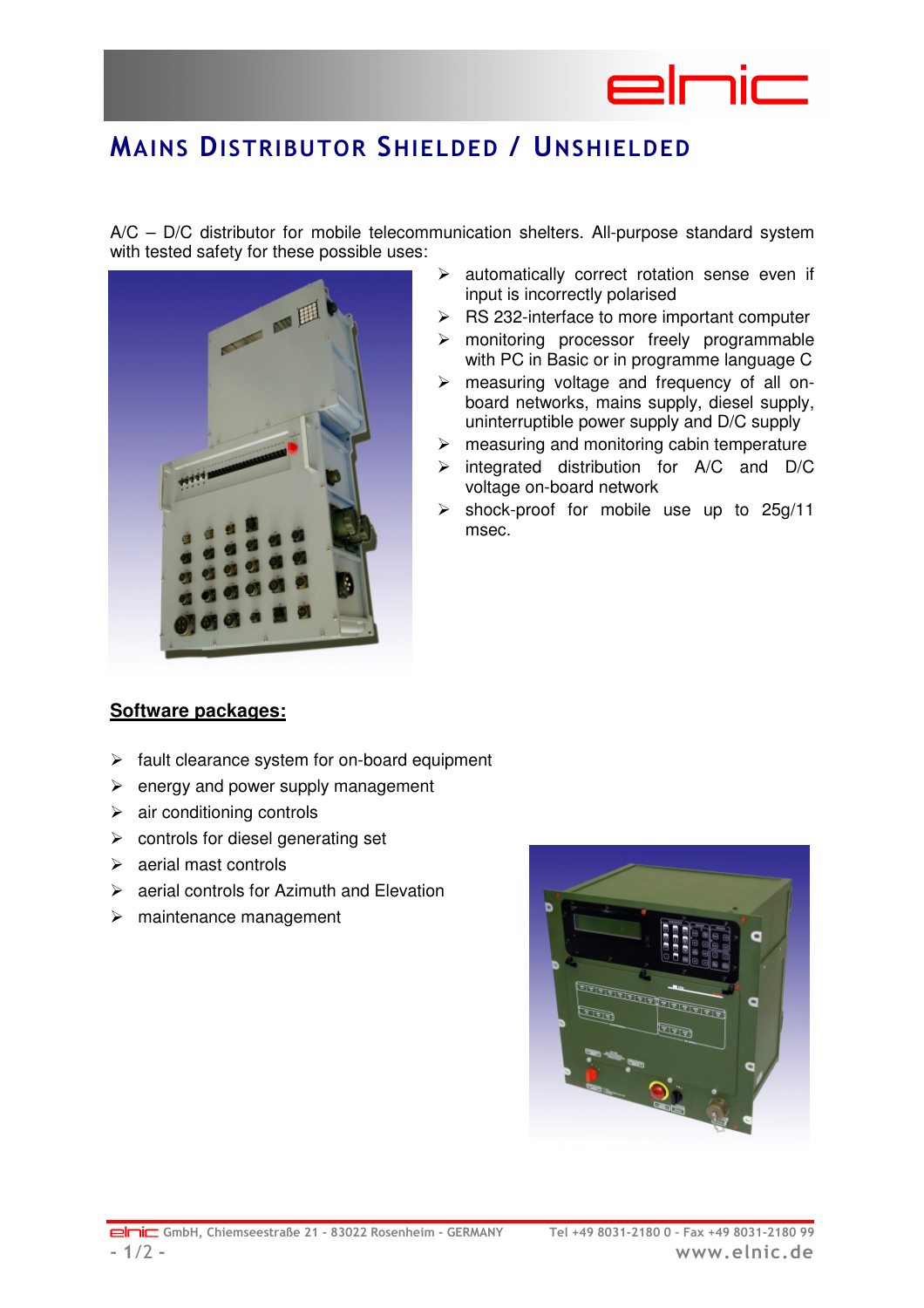# Mains Distributor Shielded / Unshielded

A/C – D/C distributor for mobile telecommunication shelters. All-purpose standard system with tested safety for these possible uses:

- automatically correct rotation sense even if input is incorrectly polarised
- RS 232-interface to more important computer
- monitoring processor freely programmable with PC in Basic or in programme language C
- measuring voltage and frequency of all on-board networks, mains supply, diesel supply, uninterruptible power supply and D/C supply
- measuring and monitoring cabin temperature
- integrated distribution for A/C and D/C voltage on-board network
- shock-proof for mobile use up to 25g/11 msec.

**Software packages:**

- fault clearance system for on-board equipment
- energy and power supply management
- air conditioning controls
- controls for diesel generating set
- aerial mast controls
- aerial controls for Azimuth and Elevation
- maintenance management

elnic GmbH, Chiemseestraße 21 - 83022 Rosenheim - GERMANY Tel +49 8031-2180 0 - Fax +49 8031-2180 99 www.elnic.de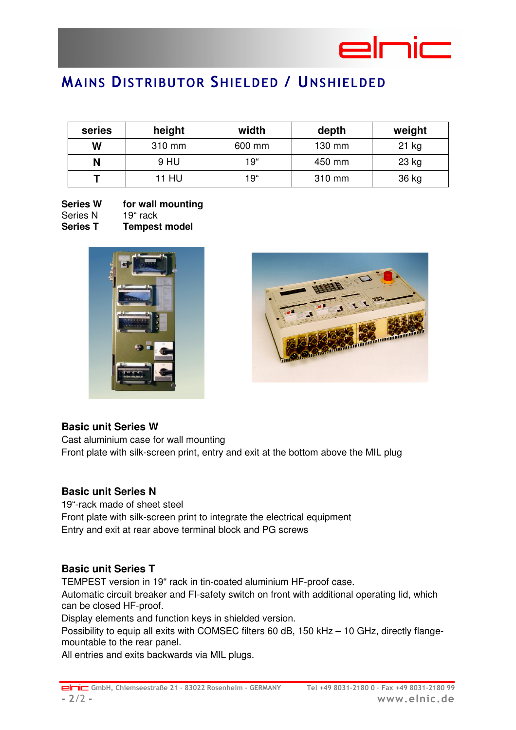# MAINS DISTRIBUTOR SHIELDED / UNSHIELDED

| series | height | width | depth | weight |
|---|---|---|---|---|
| **W** | 310 mm | 600 mm | 130 mm | 21 kg |
| **N** | 9 HU | 19“ | 450 mm | 23 kg |
| **T** | 11 HU | 19“ | 310 mm | 36 kg |

**Series W** **for wall mounting**
Series N 19“ rack
**Series T** **Tempest model**

### Basic unit Series W

Cast aluminium case for wall mounting
Front plate with silk-screen print, entry and exit at the bottom above the MIL plug

### Basic unit Series N

19“-rack made of sheet steel
Front plate with silk-screen print to integrate the electrical equipment
Entry and exit at rear above terminal block and PG screws

### Basic unit Series T

TEMPEST version in 19“ rack in tin-coated aluminium HF-proof case.
Automatic circuit breaker and FI-safety switch on front with additional operating lid, which can be closed HF-proof.
Display elements and function keys in shielded version.
Possibility to equip all exits with COMSEC filters 60 dB, 150 kHz – 10 GHz, directly flange-mountable to the rear panel.
All entries and exits backwards via MIL plugs.